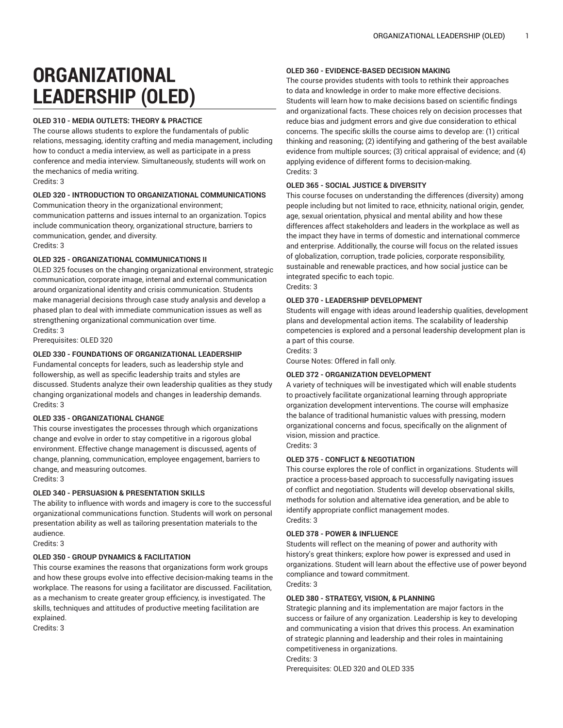# ORGANIZATIONAL LEADERSHIP (OLED)

**OLED 310 - MEDIA OUTLETS: THEORY & PRACTICE**

The course allows students to explore the fundamentals of public relations, messaging, identity crafting and media management, including how to conduct a media interview, as well as participate in a press conference and media interview. Simultaneously, students will work on the mechanics of media writing.

Credits: 3

**OLED 320 - INTRODUCTION TO ORGANIZATIONAL COMMUNICATIONS**

Communication theory in the organizational environment; communication patterns and issues internal to an organization. Topics include communication theory, organizational structure, barriers to communication, gender, and diversity.

Credits: 3

**OLED 325 - ORGANIZATIONAL COMMUNICATIONS II**

OLED 325 focuses on the changing organizational environment, strategic communication, corporate image, internal and external communication around organizational identity and crisis communication. Students make managerial decisions through case study analysis and develop a phased plan to deal with immediate communication issues as well as strengthening organizational communication over time.

Credits: 3

Prerequisites: OLED 320

**OLED 330 - FOUNDATIONS OF ORGANIZATIONAL LEADERSHIP**

Fundamental concepts for leaders, such as leadership style and followership, as well as specific leadership traits and styles are discussed. Students analyze their own leadership qualities as they study changing organizational models and changes in leadership demands.

Credits: 3

**OLED 335 - ORGANIZATIONAL CHANGE**

This course investigates the processes through which organizations change and evolve in order to stay competitive in a rigorous global environment. Effective change management is discussed, agents of change, planning, communication, employee engagement, barriers to change, and measuring outcomes.

Credits: 3

**OLED 340 - PERSUASION & PRESENTATION SKILLS**

The ability to influence with words and imagery is core to the successful organizational communications function. Students will work on personal presentation ability as well as tailoring presentation materials to the audience.

Credits: 3

**OLED 350 - GROUP DYNAMICS & FACILITATION**

This course examines the reasons that organizations form work groups and how these groups evolve into effective decision-making teams in the workplace. The reasons for using a facilitator are discussed. Facilitation, as a mechanism to create greater group efficiency, is investigated. The skills, techniques and attitudes of productive meeting facilitation are explained.

Credits: 3

**OLED 360 - EVIDENCE-BASED DECISION MAKING**

The course provides students with tools to rethink their approaches to data and knowledge in order to make more effective decisions. Students will learn how to make decisions based on scientific findings and organizational facts. These choices rely on decision processes that reduce bias and judgment errors and give due consideration to ethical concerns. The specific skills the course aims to develop are: (1) critical thinking and reasoning; (2) identifying and gathering of the best available evidence from multiple sources; (3) critical appraisal of evidence; and (4) applying evidence of different forms to decision-making.

Credits: 3

**OLED 365 - SOCIAL JUSTICE & DIVERSITY**

This course focuses on understanding the differences (diversity) among people including but not limited to race, ethnicity, national origin, gender, age, sexual orientation, physical and mental ability and how these differences affect stakeholders and leaders in the workplace as well as the impact they have in terms of domestic and international commerce and enterprise. Additionally, the course will focus on the related issues of globalization, corruption, trade policies, corporate responsibility, sustainable and renewable practices, and how social justice can be integrated specific to each topic.

Credits: 3

**OLED 370 - LEADERSHIP DEVELOPMENT**

Students will engage with ideas around leadership qualities, development plans and developmental action items. The scalability of leadership competencies is explored and a personal leadership development plan is a part of this course.

Credits: 3

Course Notes: Offered in fall only.

**OLED 372 - ORGANIZATION DEVELOPMENT**

A variety of techniques will be investigated which will enable students to proactively facilitate organizational learning through appropriate organization development interventions. The course will emphasize the balance of traditional humanistic values with pressing, modern organizational concerns and focus, specifically on the alignment of vision, mission and practice.

Credits: 3

**OLED 375 - CONFLICT & NEGOTIATION**

This course explores the role of conflict in organizations. Students will practice a process-based approach to successfully navigating issues of conflict and negotiation. Students will develop observational skills, methods for solution and alternative idea generation, and be able to identify appropriate conflict management modes.

Credits: 3

**OLED 378 - POWER & INFLUENCE**

Students will reflect on the meaning of power and authority with history's great thinkers; explore how power is expressed and used in organizations. Student will learn about the effective use of power beyond compliance and toward commitment.

Credits: 3

**OLED 380 - STRATEGY, VISION, & PLANNING**

Strategic planning and its implementation are major factors in the success or failure of any organization. Leadership is key to developing and communicating a vision that drives this process. An examination of strategic planning and leadership and their roles in maintaining competitiveness in organizations.

Credits: 3

Prerequisites: OLED 320 and OLED 335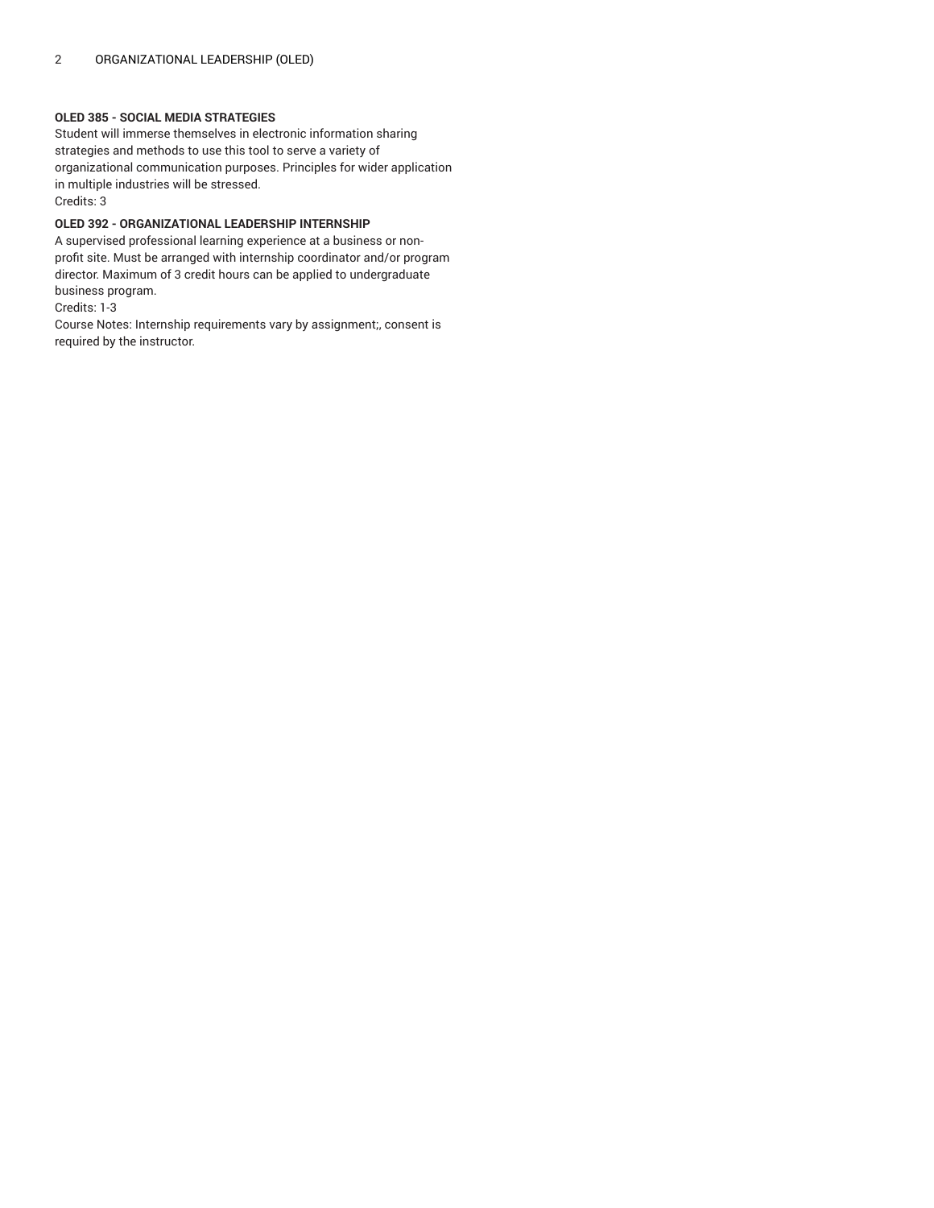#### OLED 385 - SOCIAL MEDIA STRATEGIES

Student will immerse themselves in electronic information sharing strategies and methods to use this tool to serve a variety of organizational communication purposes. Principles for wider application in multiple industries will be stressed.

Credits: 3

#### OLED 392 - ORGANIZATIONAL LEADERSHIP INTERNSHIP

A supervised professional learning experience at a business or non-profit site. Must be arranged with internship coordinator and/or program director. Maximum of 3 credit hours can be applied to undergraduate business program.

Credits: 1-3

Course Notes: Internship requirements vary by assignment;, consent is required by the instructor.